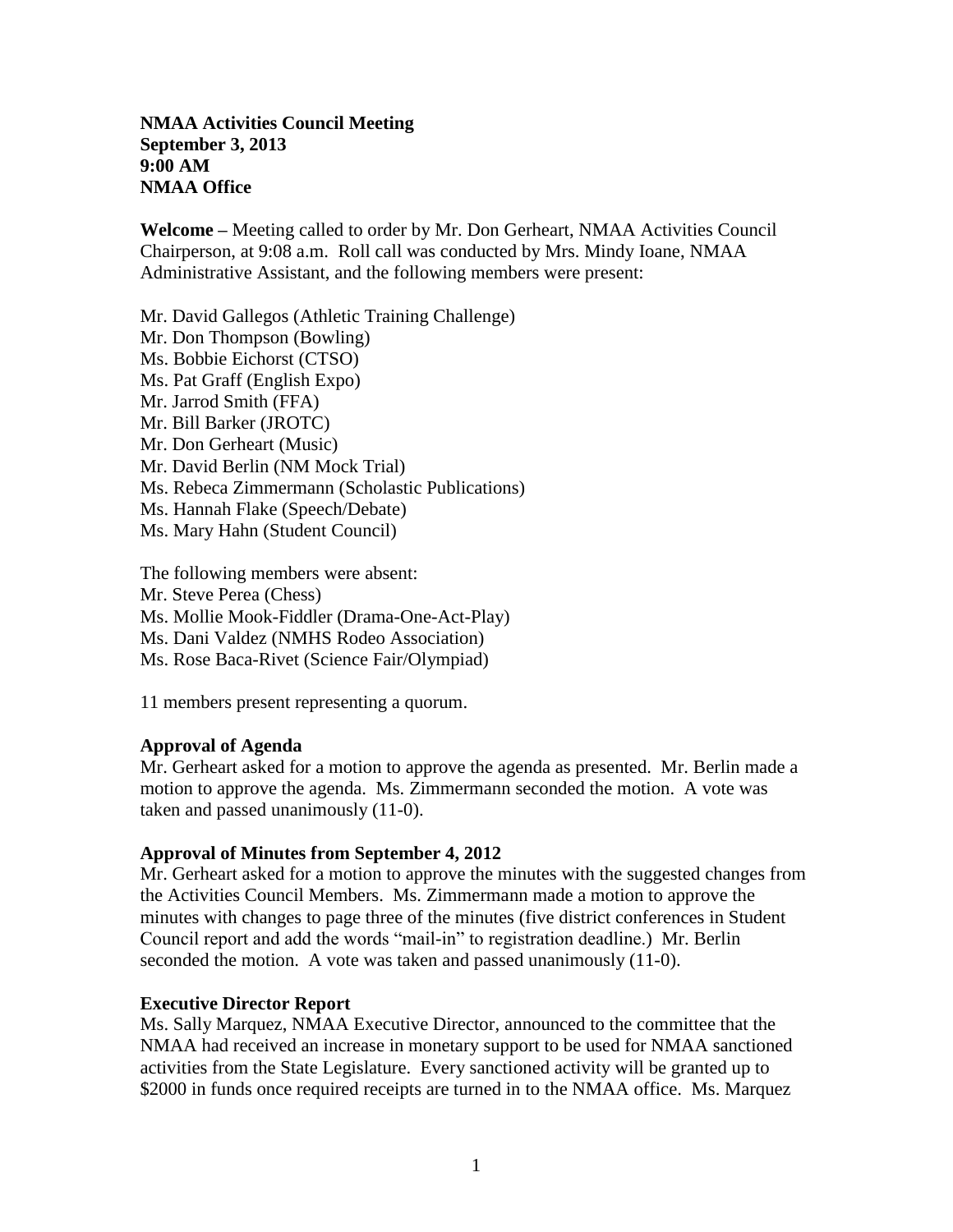**NMAA Activities Council Meeting**
**September 3, 2013**
**9:00 AM**
**NMAA Office**

**Welcome –** Meeting called to order by Mr. Don Gerheart, NMAA Activities Council Chairperson, at 9:08 a.m. Roll call was conducted by Mrs. Mindy Ioane, NMAA Administrative Assistant, and the following members were present:

Mr. David Gallegos (Athletic Training Challenge)
Mr. Don Thompson (Bowling)
Ms. Bobbie Eichorst (CTSO)
Ms. Pat Graff (English Expo)
Mr. Jarrod Smith (FFA)
Mr. Bill Barker (JROTC)
Mr. Don Gerheart (Music)
Mr. David Berlin (NM Mock Trial)
Ms. Rebeca Zimmermann (Scholastic Publications)
Ms. Hannah Flake (Speech/Debate)
Ms. Mary Hahn (Student Council)

The following members were absent:
Mr. Steve Perea (Chess)
Ms. Mollie Mook-Fiddler (Drama-One-Act-Play)
Ms. Dani Valdez (NMHS Rodeo Association)
Ms. Rose Baca-Rivet (Science Fair/Olympiad)

11 members present representing a quorum.

**Approval of Agenda**

Mr. Gerheart asked for a motion to approve the agenda as presented. Mr. Berlin made a motion to approve the agenda. Ms. Zimmermann seconded the motion. A vote was taken and passed unanimously (11-0).

**Approval of Minutes from September 4, 2012**

Mr. Gerheart asked for a motion to approve the minutes with the suggested changes from the Activities Council Members. Ms. Zimmermann made a motion to approve the minutes with changes to page three of the minutes (five district conferences in Student Council report and add the words "mail-in" to registration deadline.) Mr. Berlin seconded the motion. A vote was taken and passed unanimously (11-0).

**Executive Director Report**

Ms. Sally Marquez, NMAA Executive Director, announced to the committee that the NMAA had received an increase in monetary support to be used for NMAA sanctioned activities from the State Legislature. Every sanctioned activity will be granted up to \$2000 in funds once required receipts are turned in to the NMAA office. Ms. Marquez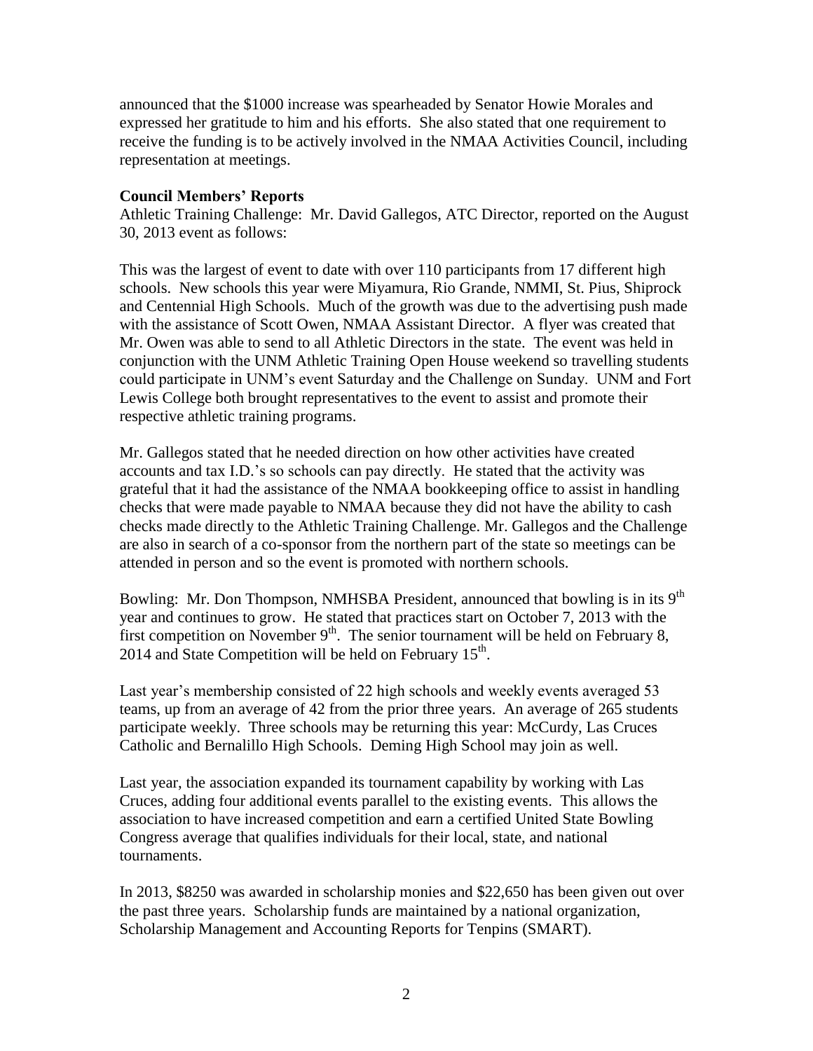announced that the $1000 increase was spearheaded by Senator Howie Morales and expressed her gratitude to him and his efforts. She also stated that one requirement to receive the funding is to be actively involved in the NMAA Activities Council, including representation at meetings.

**Council Members' Reports**

Athletic Training Challenge: Mr. David Gallegos, ATC Director, reported on the August 30, 2013 event as follows:

This was the largest of event to date with over 110 participants from 17 different high schools. New schools this year were Miyamura, Rio Grande, NMMI, St. Pius, Shiprock and Centennial High Schools. Much of the growth was due to the advertising push made with the assistance of Scott Owen, NMAA Assistant Director. A flyer was created that Mr. Owen was able to send to all Athletic Directors in the state. The event was held in conjunction with the UNM Athletic Training Open House weekend so travelling students could participate in UNM's event Saturday and the Challenge on Sunday. UNM and Fort Lewis College both brought representatives to the event to assist and promote their respective athletic training programs.

Mr. Gallegos stated that he needed direction on how other activities have created accounts and tax I.D.'s so schools can pay directly. He stated that the activity was grateful that it had the assistance of the NMAA bookkeeping office to assist in handling checks that were made payable to NMAA because they did not have the ability to cash checks made directly to the Athletic Training Challenge. Mr. Gallegos and the Challenge are also in search of a co-sponsor from the northern part of the state so meetings can be attended in person and so the event is promoted with northern schools.

Bowling: Mr. Don Thompson, NMHSBA President, announced that bowling is in its 9th year and continues to grow. He stated that practices start on October 7, 2013 with the first competition on November 9th. The senior tournament will be held on February 8, 2014 and State Competition will be held on February 15th.

Last year's membership consisted of 22 high schools and weekly events averaged 53 teams, up from an average of 42 from the prior three years. An average of 265 students participate weekly. Three schools may be returning this year: McCurdy, Las Cruces Catholic and Bernalillo High Schools. Deming High School may join as well.

Last year, the association expanded its tournament capability by working with Las Cruces, adding four additional events parallel to the existing events. This allows the association to have increased competition and earn a certified United State Bowling Congress average that qualifies individuals for their local, state, and national tournaments.

In 2013, $8250 was awarded in scholarship monies and $22,650 has been given out over the past three years. Scholarship funds are maintained by a national organization, Scholarship Management and Accounting Reports for Tenpins (SMART).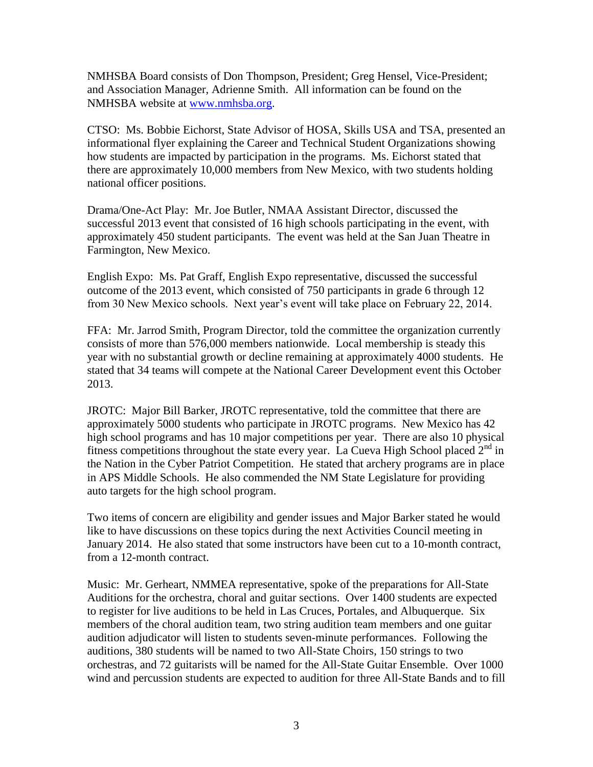NMHSBA Board consists of Don Thompson, President; Greg Hensel, Vice-President; and Association Manager, Adrienne Smith. All information can be found on the NMHSBA website at www.nmhsba.org.

CTSO: Ms. Bobbie Eichorst, State Advisor of HOSA, Skills USA and TSA, presented an informational flyer explaining the Career and Technical Student Organizations showing how students are impacted by participation in the programs. Ms. Eichorst stated that there are approximately 10,000 members from New Mexico, with two students holding national officer positions.

Drama/One-Act Play: Mr. Joe Butler, NMAA Assistant Director, discussed the successful 2013 event that consisted of 16 high schools participating in the event, with approximately 450 student participants. The event was held at the San Juan Theatre in Farmington, New Mexico.

English Expo: Ms. Pat Graff, English Expo representative, discussed the successful outcome of the 2013 event, which consisted of 750 participants in grade 6 through 12 from 30 New Mexico schools. Next year's event will take place on February 22, 2014.

FFA: Mr. Jarrod Smith, Program Director, told the committee the organization currently consists of more than 576,000 members nationwide. Local membership is steady this year with no substantial growth or decline remaining at approximately 4000 students. He stated that 34 teams will compete at the National Career Development event this October 2013.

JROTC: Major Bill Barker, JROTC representative, told the committee that there are approximately 5000 students who participate in JROTC programs. New Mexico has 42 high school programs and has 10 major competitions per year. There are also 10 physical fitness competitions throughout the state every year. La Cueva High School placed 2nd in the Nation in the Cyber Patriot Competition. He stated that archery programs are in place in APS Middle Schools. He also commended the NM State Legislature for providing auto targets for the high school program.

Two items of concern are eligibility and gender issues and Major Barker stated he would like to have discussions on these topics during the next Activities Council meeting in January 2014. He also stated that some instructors have been cut to a 10-month contract, from a 12-month contract.

Music: Mr. Gerheart, NMMEA representative, spoke of the preparations for All-State Auditions for the orchestra, choral and guitar sections. Over 1400 students are expected to register for live auditions to be held in Las Cruces, Portales, and Albuquerque. Six members of the choral audition team, two string audition team members and one guitar audition adjudicator will listen to students seven-minute performances. Following the auditions, 380 students will be named to two All-State Choirs, 150 strings to two orchestras, and 72 guitarists will be named for the All-State Guitar Ensemble. Over 1000 wind and percussion students are expected to audition for three All-State Bands and to fill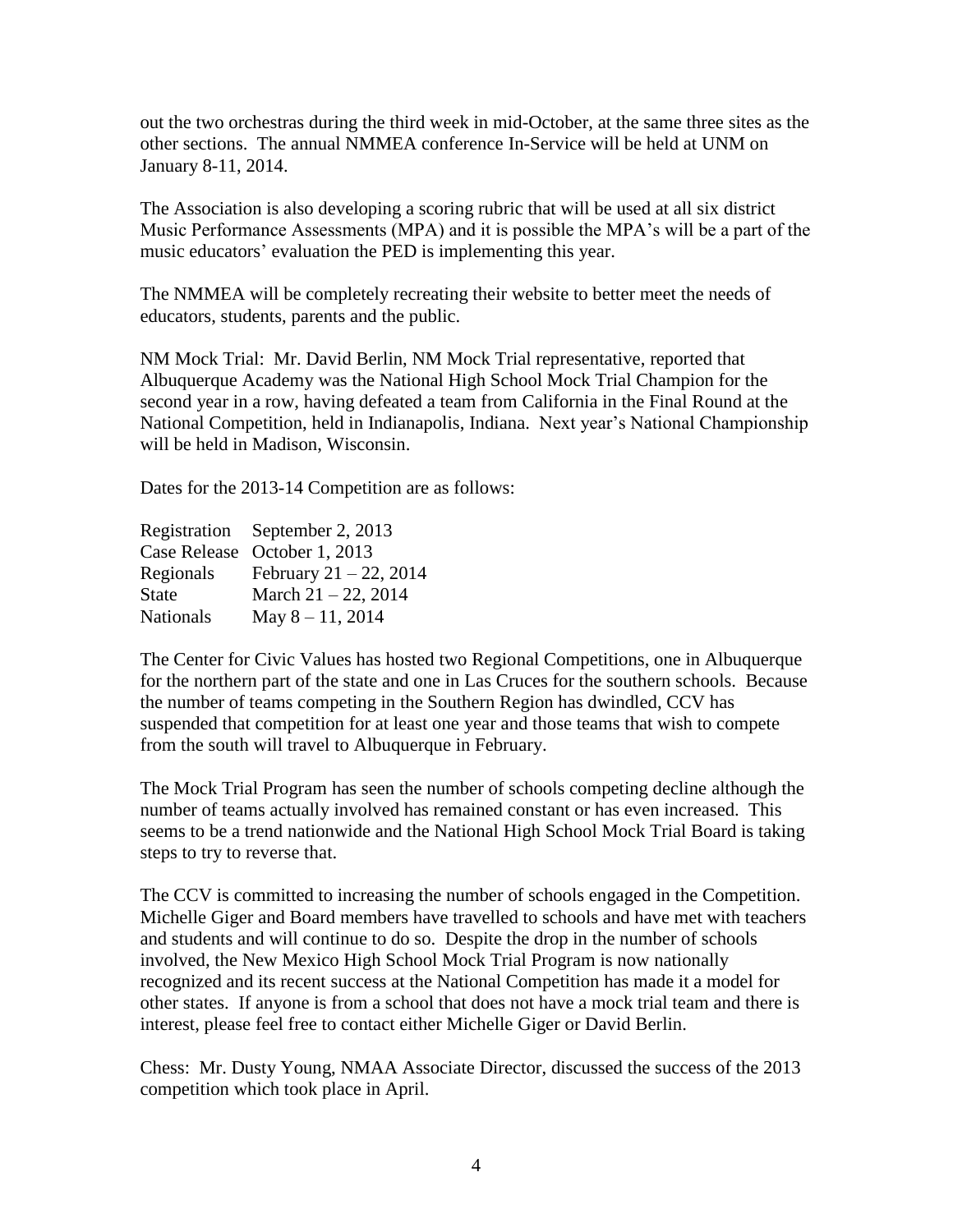out the two orchestras during the third week in mid-October, at the same three sites as the other sections. The annual NMMEA conference In-Service will be held at UNM on January 8-11, 2014.

The Association is also developing a scoring rubric that will be used at all six district Music Performance Assessments (MPA) and it is possible the MPA's will be a part of the music educators' evaluation the PED is implementing this year.

The NMMEA will be completely recreating their website to better meet the needs of educators, students, parents and the public.

NM Mock Trial: Mr. David Berlin, NM Mock Trial representative, reported that Albuquerque Academy was the National High School Mock Trial Champion for the second year in a row, having defeated a team from California in the Final Round at the National Competition, held in Indianapolis, Indiana. Next year's National Championship will be held in Madison, Wisconsin.

Dates for the 2013-14 Competition are as follows:

| | |
|---|---|
| Registration | September 2, 2013 |
| Case Release | October 1, 2013 |
| Regionals | February 21 – 22, 2014 |
| State | March 21 – 22, 2014 |
| Nationals | May 8 – 11, 2014 |

The Center for Civic Values has hosted two Regional Competitions, one in Albuquerque for the northern part of the state and one in Las Cruces for the southern schools. Because the number of teams competing in the Southern Region has dwindled, CCV has suspended that competition for at least one year and those teams that wish to compete from the south will travel to Albuquerque in February.

The Mock Trial Program has seen the number of schools competing decline although the number of teams actually involved has remained constant or has even increased. This seems to be a trend nationwide and the National High School Mock Trial Board is taking steps to try to reverse that.

The CCV is committed to increasing the number of schools engaged in the Competition. Michelle Giger and Board members have travelled to schools and have met with teachers and students and will continue to do so. Despite the drop in the number of schools involved, the New Mexico High School Mock Trial Program is now nationally recognized and its recent success at the National Competition has made it a model for other states. If anyone is from a school that does not have a mock trial team and there is interest, please feel free to contact either Michelle Giger or David Berlin.

Chess: Mr. Dusty Young, NMAA Associate Director, discussed the success of the 2013 competition which took place in April.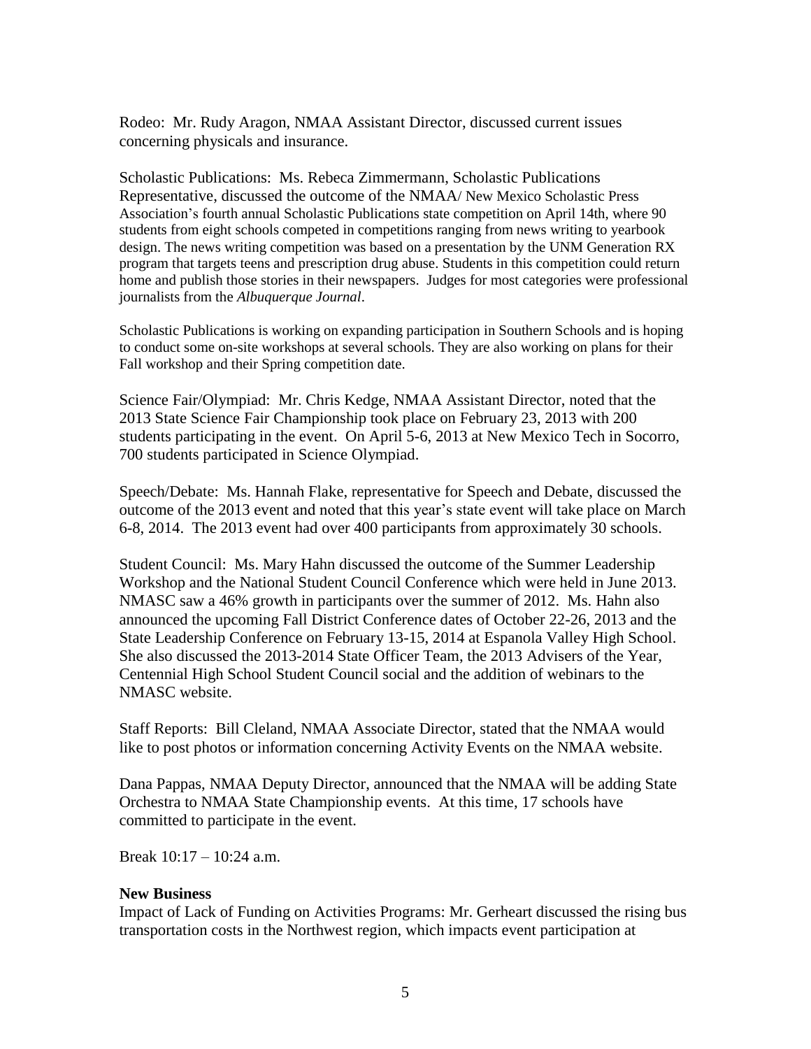Rodeo: Mr. Rudy Aragon, NMAA Assistant Director, discussed current issues concerning physicals and insurance.

Scholastic Publications: Ms. Rebeca Zimmermann, Scholastic Publications Representative, discussed the outcome of the NMAA/ New Mexico Scholastic Press Association's fourth annual Scholastic Publications state competition on April 14th, where 90 students from eight schools competed in competitions ranging from news writing to yearbook design. The news writing competition was based on a presentation by the UNM Generation RX program that targets teens and prescription drug abuse. Students in this competition could return home and publish those stories in their newspapers. Judges for most categories were professional journalists from the *Albuquerque Journal*.

Scholastic Publications is working on expanding participation in Southern Schools and is hoping to conduct some on-site workshops at several schools. They are also working on plans for their Fall workshop and their Spring competition date.

Science Fair/Olympiad: Mr. Chris Kedge, NMAA Assistant Director, noted that the 2013 State Science Fair Championship took place on February 23, 2013 with 200 students participating in the event. On April 5-6, 2013 at New Mexico Tech in Socorro, 700 students participated in Science Olympiad.

Speech/Debate: Ms. Hannah Flake, representative for Speech and Debate, discussed the outcome of the 2013 event and noted that this year's state event will take place on March 6-8, 2014. The 2013 event had over 400 participants from approximately 30 schools.

Student Council: Ms. Mary Hahn discussed the outcome of the Summer Leadership Workshop and the National Student Council Conference which were held in June 2013. NMASC saw a 46% growth in participants over the summer of 2012. Ms. Hahn also announced the upcoming Fall District Conference dates of October 22-26, 2013 and the State Leadership Conference on February 13-15, 2014 at Espanola Valley High School. She also discussed the 2013-2014 State Officer Team, the 2013 Advisers of the Year, Centennial High School Student Council social and the addition of webinars to the NMASC website.

Staff Reports: Bill Cleland, NMAA Associate Director, stated that the NMAA would like to post photos or information concerning Activity Events on the NMAA website.

Dana Pappas, NMAA Deputy Director, announced that the NMAA will be adding State Orchestra to NMAA State Championship events. At this time, 17 schools have committed to participate in the event.

Break 10:17 – 10:24 a.m.

**New Business**

Impact of Lack of Funding on Activities Programs: Mr. Gerheart discussed the rising bus transportation costs in the Northwest region, which impacts event participation at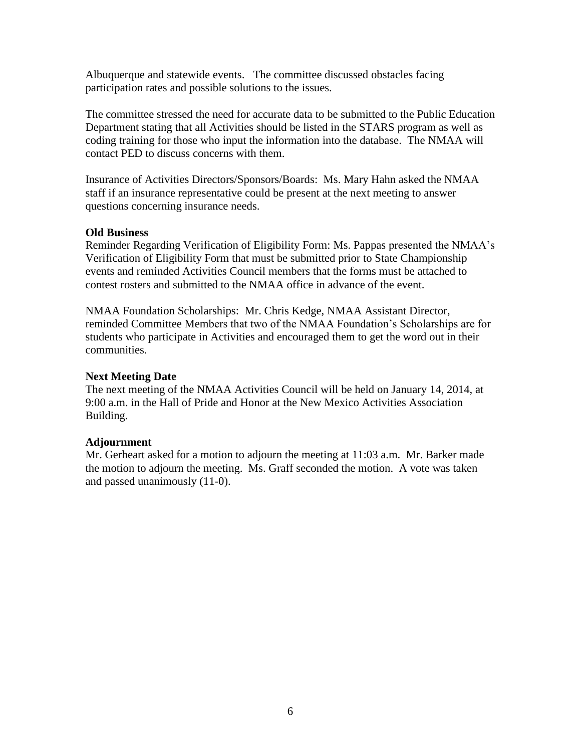Albuquerque and statewide events. The committee discussed obstacles facing participation rates and possible solutions to the issues.

The committee stressed the need for accurate data to be submitted to the Public Education Department stating that all Activities should be listed in the STARS program as well as coding training for those who input the information into the database. The NMAA will contact PED to discuss concerns with them.

Insurance of Activities Directors/Sponsors/Boards: Ms. Mary Hahn asked the NMAA staff if an insurance representative could be present at the next meeting to answer questions concerning insurance needs.

**Old Business**

Reminder Regarding Verification of Eligibility Form: Ms. Pappas presented the NMAA's Verification of Eligibility Form that must be submitted prior to State Championship events and reminded Activities Council members that the forms must be attached to contest rosters and submitted to the NMAA office in advance of the event.

NMAA Foundation Scholarships: Mr. Chris Kedge, NMAA Assistant Director, reminded Committee Members that two of the NMAA Foundation's Scholarships are for students who participate in Activities and encouraged them to get the word out in their communities.

**Next Meeting Date**

The next meeting of the NMAA Activities Council will be held on January 14, 2014, at 9:00 a.m. in the Hall of Pride and Honor at the New Mexico Activities Association Building.

**Adjournment**

Mr. Gerheart asked for a motion to adjourn the meeting at 11:03 a.m. Mr. Barker made the motion to adjourn the meeting. Ms. Graff seconded the motion. A vote was taken and passed unanimously (11-0).